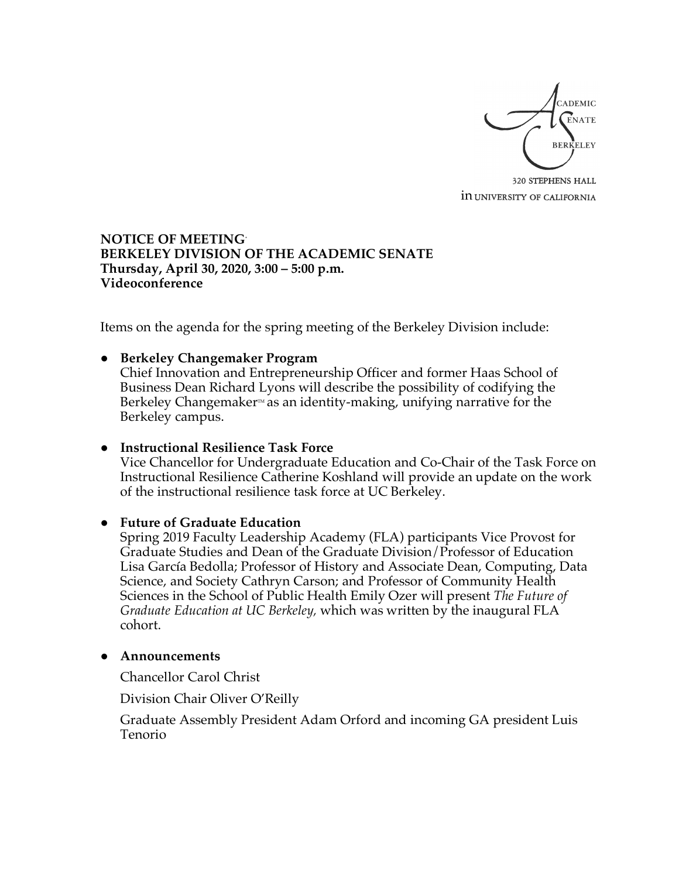ACADEMIC SENATE BERKELEY

320 STEPHENS HALL

in UNIVERSITY OF CALIFORNIA

**NOTICE OF MEETING**
**BERKELEY DIVISION OF THE ACADEMIC SENATE**
**Thursday, April 30, 2020, 3:00 – 5:00 p.m.**
**Videoconference**

Items on the agenda for the spring meeting of the Berkeley Division include:

- **Berkeley Changemaker Program**
  Chief Innovation and Entrepreneurship Officer and former Haas School of Business Dean Richard Lyons will describe the possibility of codifying the Berkeley Changemaker™ as an identity-making, unifying narrative for the Berkeley campus.

- **Instructional Resilience Task Force**
  Vice Chancellor for Undergraduate Education and Co-Chair of the Task Force on Instructional Resilience Catherine Koshland will provide an update on the work of the instructional resilience task force at UC Berkeley.

- **Future of Graduate Education**
  Spring 2019 Faculty Leadership Academy (FLA) participants Vice Provost for Graduate Studies and Dean of the Graduate Division/Professor of Education Lisa García Bedolla; Professor of History and Associate Dean, Computing, Data Science, and Society Cathryn Carson; and Professor of Community Health Sciences in the School of Public Health Emily Ozer will present *The Future of Graduate Education at UC Berkeley,* which was written by the inaugural FLA cohort.

- **Announcements**

  Chancellor Carol Christ

  Division Chair Oliver O'Reilly

  Graduate Assembly President Adam Orford and incoming GA president Luis Tenorio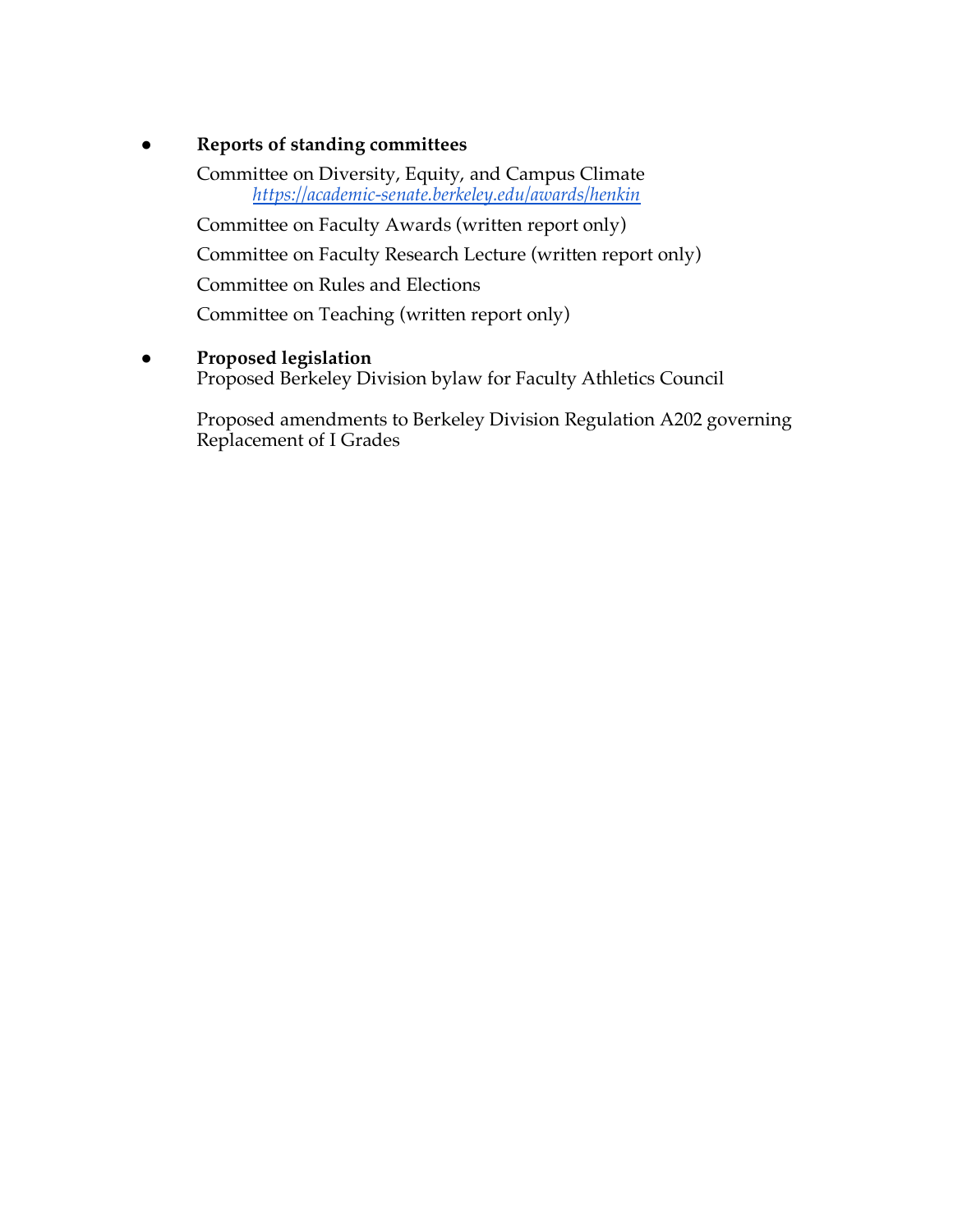- **Reports of standing committees**

  Committee on Diversity, Equity, and Campus Climate
  [https://academic-senate.berkeley.edu/awards/henkin](https://academic-senate.berkeley.edu/awards/henkin)

  Committee on Faculty Awards (written report only)

  Committee on Faculty Research Lecture (written report only)

  Committee on Rules and Elections

  Committee on Teaching (written report only)

- **Proposed legislation**
  Proposed Berkeley Division bylaw for Faculty Athletics Council

  Proposed amendments to Berkeley Division Regulation A202 governing Replacement of I Grades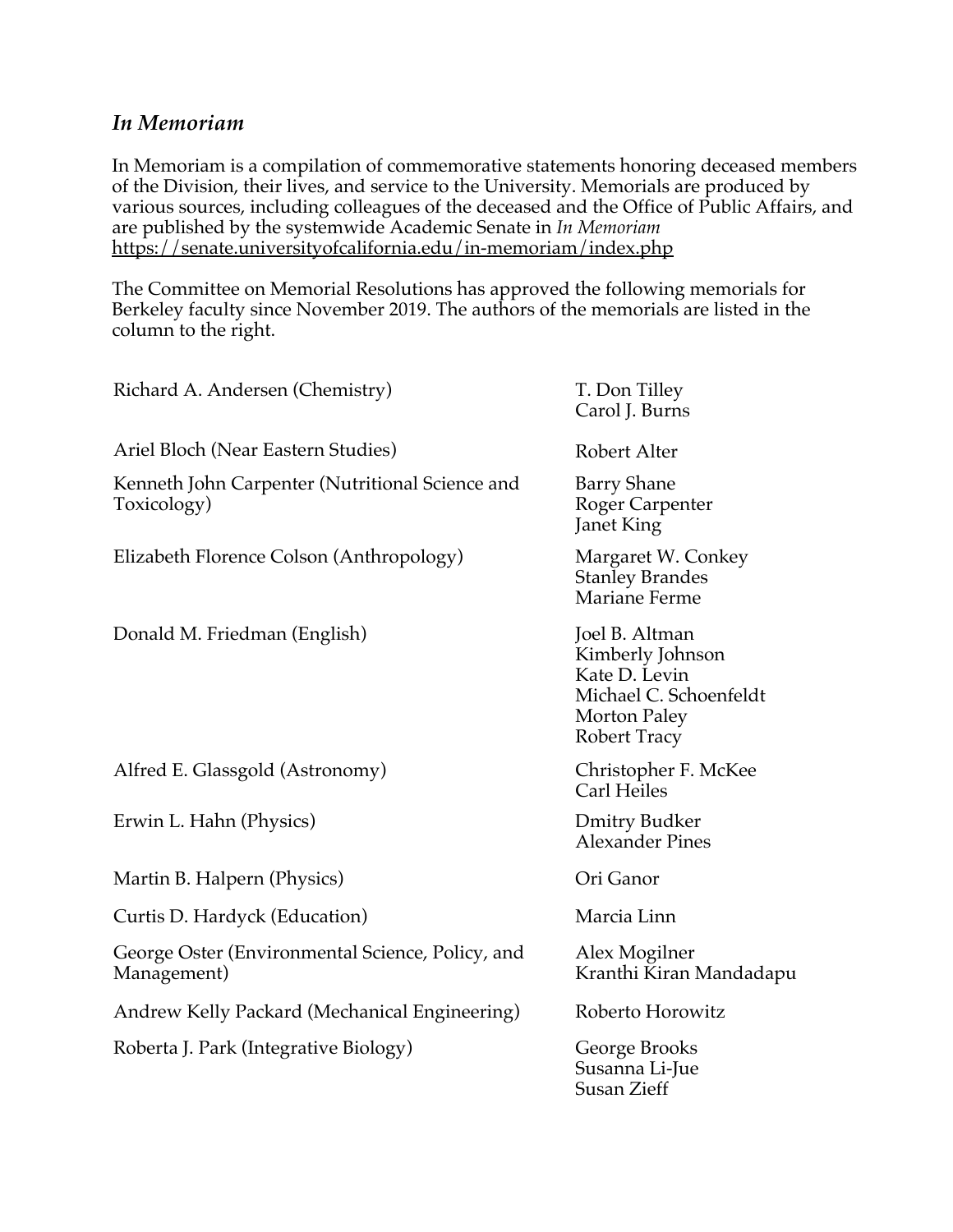## *In Memoriam*

In Memoriam is a compilation of commemorative statements honoring deceased members of the Division, their lives, and service to the University. Memorials are produced by various sources, including colleagues of the deceased and the Office of Public Affairs, and are published by the systemwide Academic Senate in *In Memoriam* https://senate.universityofcalifornia.edu/in-memoriam/index.php

The Committee on Memorial Resolutions has approved the following memorials for Berkeley faculty since November 2019. The authors of the memorials are listed in the column to the right.

| | |
|---|---|
| Richard A. Andersen (Chemistry) | T. Don Tilley<br>Carol J. Burns |
| Ariel Bloch (Near Eastern Studies) | Robert Alter |
| Kenneth John Carpenter (Nutritional Science and Toxicology) | Barry Shane<br>Roger Carpenter<br>Janet King |
| Elizabeth Florence Colson (Anthropology) | Margaret W. Conkey<br>Stanley Brandes<br>Mariane Ferme |
| Donald M. Friedman (English) | Joel B. Altman<br>Kimberly Johnson<br>Kate D. Levin<br>Michael C. Schoenfeldt<br>Morton Paley<br>Robert Tracy |
| Alfred E. Glassgold (Astronomy) | Christopher F. McKee<br>Carl Heiles |
| Erwin L. Hahn (Physics) | Dmitry Budker<br>Alexander Pines |
| Martin B. Halpern (Physics) | Ori Ganor |
| Curtis D. Hardyck (Education) | Marcia Linn |
| George Oster (Environmental Science, Policy, and Management) | Alex Mogilner<br>Kranthi Kiran Mandadapu |
| Andrew Kelly Packard (Mechanical Engineering) | Roberto Horowitz |
| Roberta J. Park (Integrative Biology) | George Brooks<br>Susanna Li-Jue<br>Susan Zieff |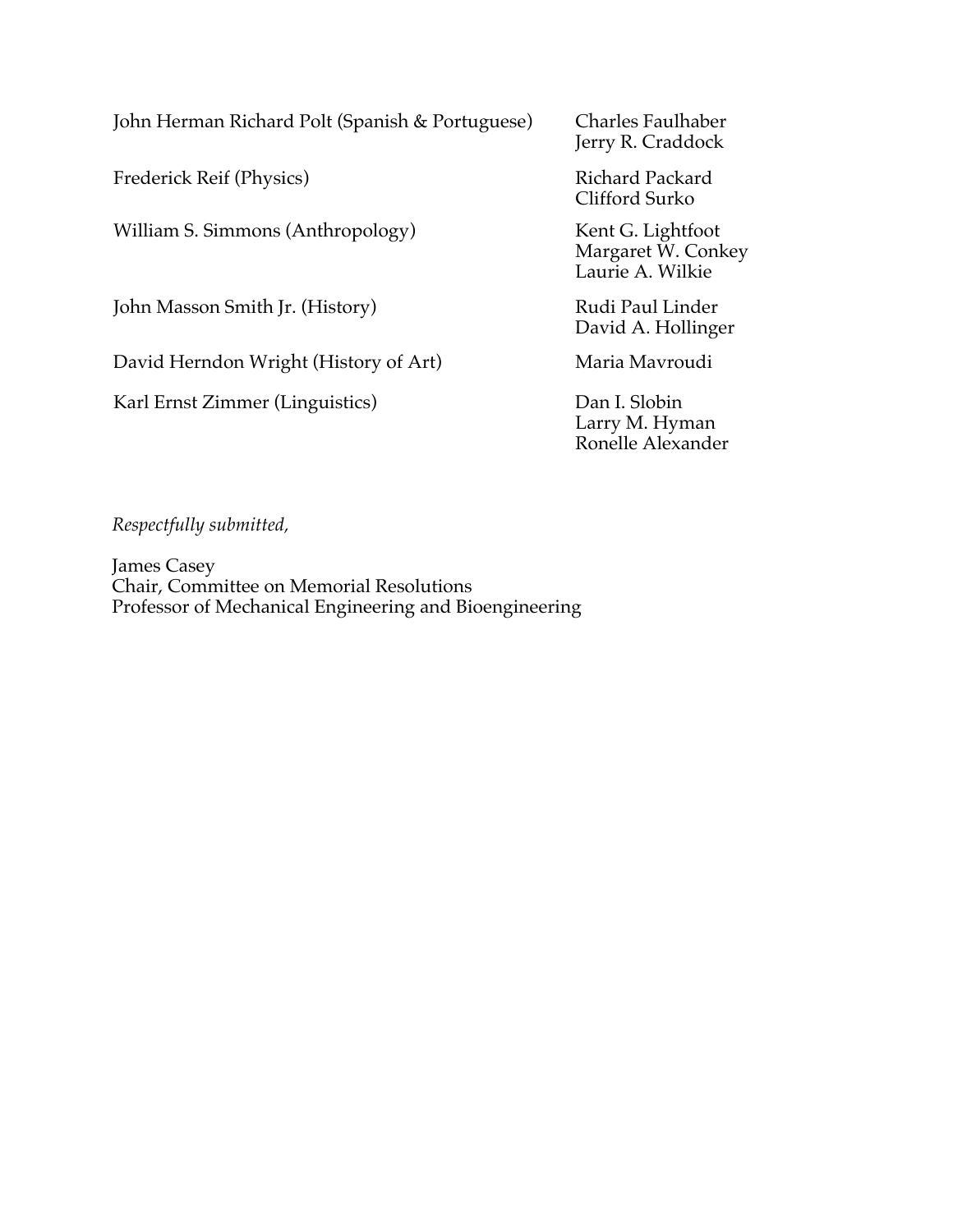| | |
|---|---|
| John Herman Richard Polt (Spanish & Portuguese) | Charles Faulhaber<br>Jerry R. Craddock |
| Frederick Reif (Physics) | Richard Packard<br>Clifford Surko |
| William S. Simmons (Anthropology) | Kent G. Lightfoot<br>Margaret W. Conkey<br>Laurie A. Wilkie |
| John Masson Smith Jr. (History) | Rudi Paul Linder<br>David A. Hollinger |
| David Herndon Wright (History of Art) | Maria Mavroudi |
| Karl Ernst Zimmer (Linguistics) | Dan I. Slobin<br>Larry M. Hyman<br>Ronelle Alexander |

*Respectfully submitted,*

James Casey
Chair, Committee on Memorial Resolutions
Professor of Mechanical Engineering and Bioengineering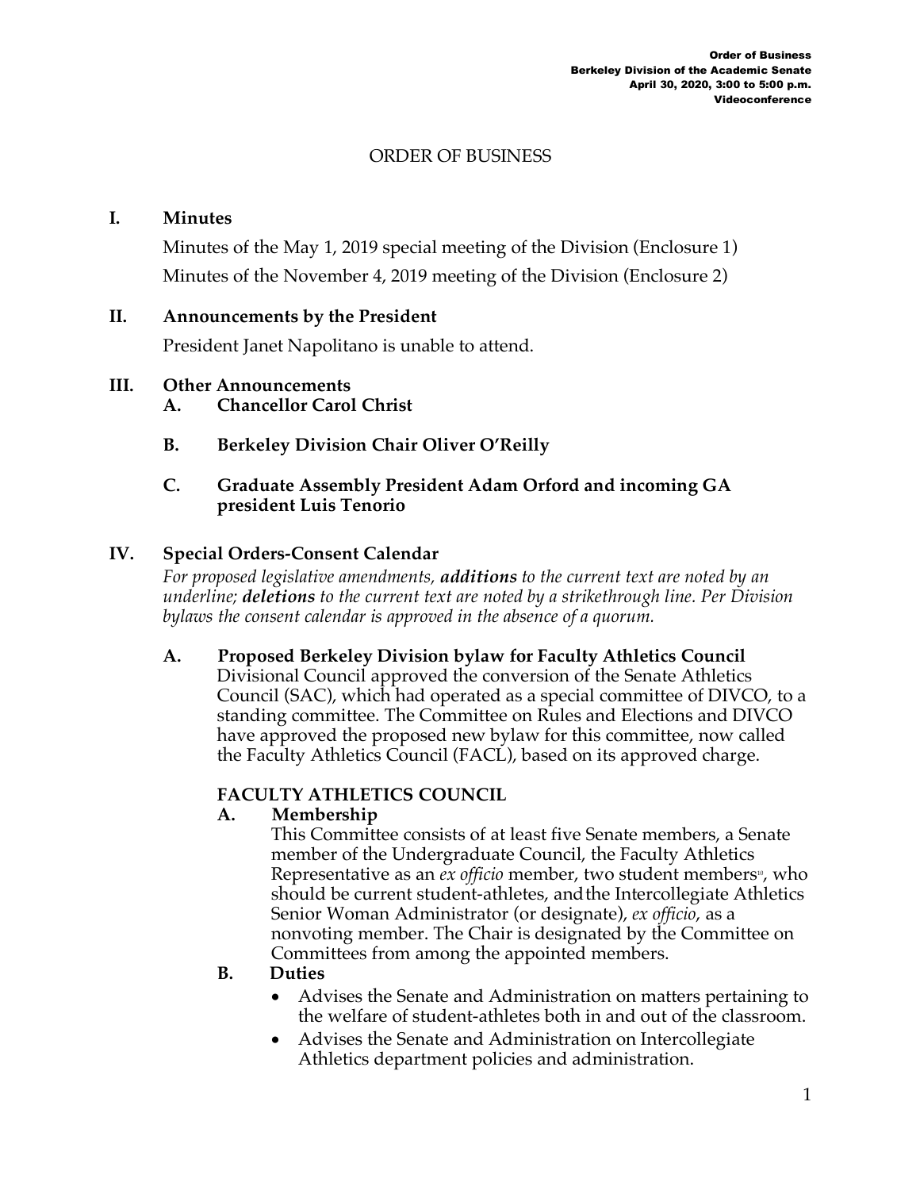# ORDER OF BUSINESS

## I. Minutes

Minutes of the May 1, 2019 special meeting of the Division (Enclosure 1)

Minutes of the November 4, 2019 meeting of the Division (Enclosure 2)

## II. Announcements by the President

President Janet Napolitano is unable to attend.

## III. Other Announcements

### A. Chancellor Carol Christ

### B. Berkeley Division Chair Oliver O'Reilly

### C. Graduate Assembly President Adam Orford and incoming GA president Luis Tenorio

## IV. Special Orders-Consent Calendar

*For proposed legislative amendments, **additions** to the current text are noted by an underline; **deletions** to the current text are noted by a strikethrough line. Per Division bylaws the consent calendar is approved in the absence of a quorum.*

### A. Proposed Berkeley Division bylaw for Faculty Athletics Council

Divisional Council approved the conversion of the Senate Athletics Council (SAC), which had operated as a special committee of DIVCO, to a standing committee. The Committee on Rules and Elections and DIVCO have approved the proposed new bylaw for this committee, now called the Faculty Athletics Council (FACL), based on its approved charge.

**FACULTY ATHLETICS COUNCIL**

**A. Membership**

This Committee consists of at least five Senate members, a Senate member of the Undergraduate Council, the Faculty Athletics Representative as an *ex officio* member, two student members[10], who should be current student-athletes, and the Intercollegiate Athletics Senior Woman Administrator (or designate), *ex officio*, as a nonvoting member. The Chair is designated by the Committee on Committees from among the appointed members.

**B. Duties**

- Advises the Senate and Administration on matters pertaining to the welfare of student-athletes both in and out of the classroom.
- Advises the Senate and Administration on Intercollegiate Athletics department policies and administration.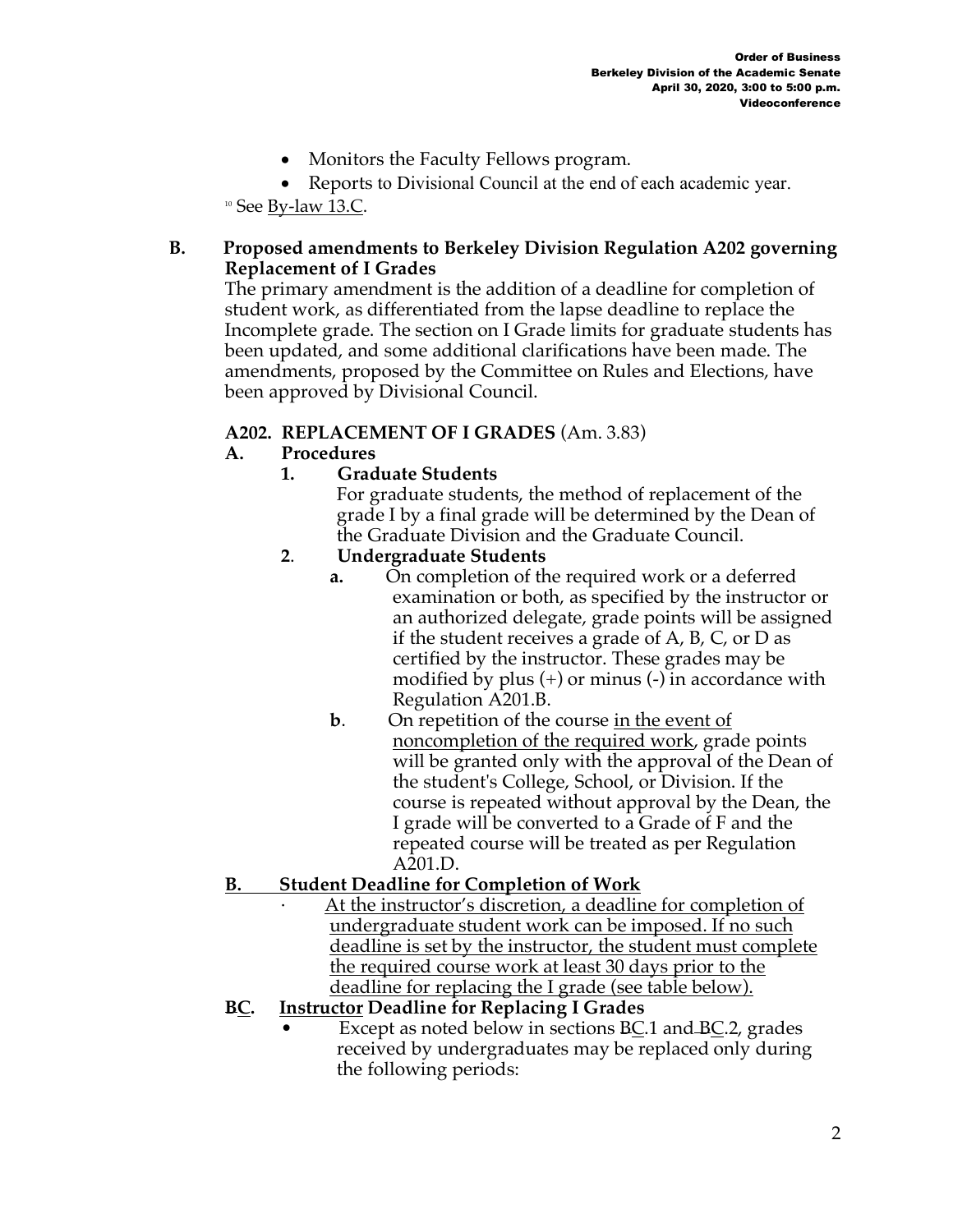- Monitors the Faculty Fellows program.
- Reports to Divisional Council at the end of each academic year.

[10] See <u>By-law 13.C</u>.

## B. Proposed amendments to Berkeley Division Regulation A202 governing Replacement of I Grades

The primary amendment is the addition of a deadline for completion of student work, as differentiated from the lapse deadline to replace the Incomplete grade. The section on I Grade limits for graduate students has been updated, and some additional clarifications have been made. The amendments, proposed by the Committee on Rules and Elections, have been approved by Divisional Council.

### A202. REPLACEMENT OF I GRADES (Am. 3.83)

**A. Procedures**

**1. Graduate Students**

For graduate students, the method of replacement of the grade I by a final grade will be determined by the Dean of the Graduate Division and the Graduate Council.

**2. Undergraduate Students**

**a.** On completion of the required work or a deferred examination or both, as specified by the instructor or an authorized delegate, grade points will be assigned if the student receives a grade of A, B, C, or D as certified by the instructor. These grades may be modified by plus (+) or minus (-) in accordance with Regulation A201.B.

**b**. On repetition of the course <u>in the event of noncompletion of the required work</u>, grade points will be granted only with the approval of the Dean of the student's College, School, or Division. If the course is repeated without approval by the Dean, the I grade will be converted to a Grade of F and the repeated course will be treated as per Regulation A201.D.

**<u>B. Student Deadline for Completion of Work</u>**

- <u>At the instructor's discretion, a deadline for completion of undergraduate student work can be imposed. If no such deadline is set by the instructor, the student must complete the required course work at least 30 days prior to the deadline for replacing the I grade (see table below).</u>

**~~B~~<u>C</u>. <u>Instructor</u> Deadline for Replacing I Grades**

- Except as noted below in sections ~~B~~<u>C</u>.1 and ~~B~~<u>C</u>.2, grades received by undergraduates may be replaced only during the following periods: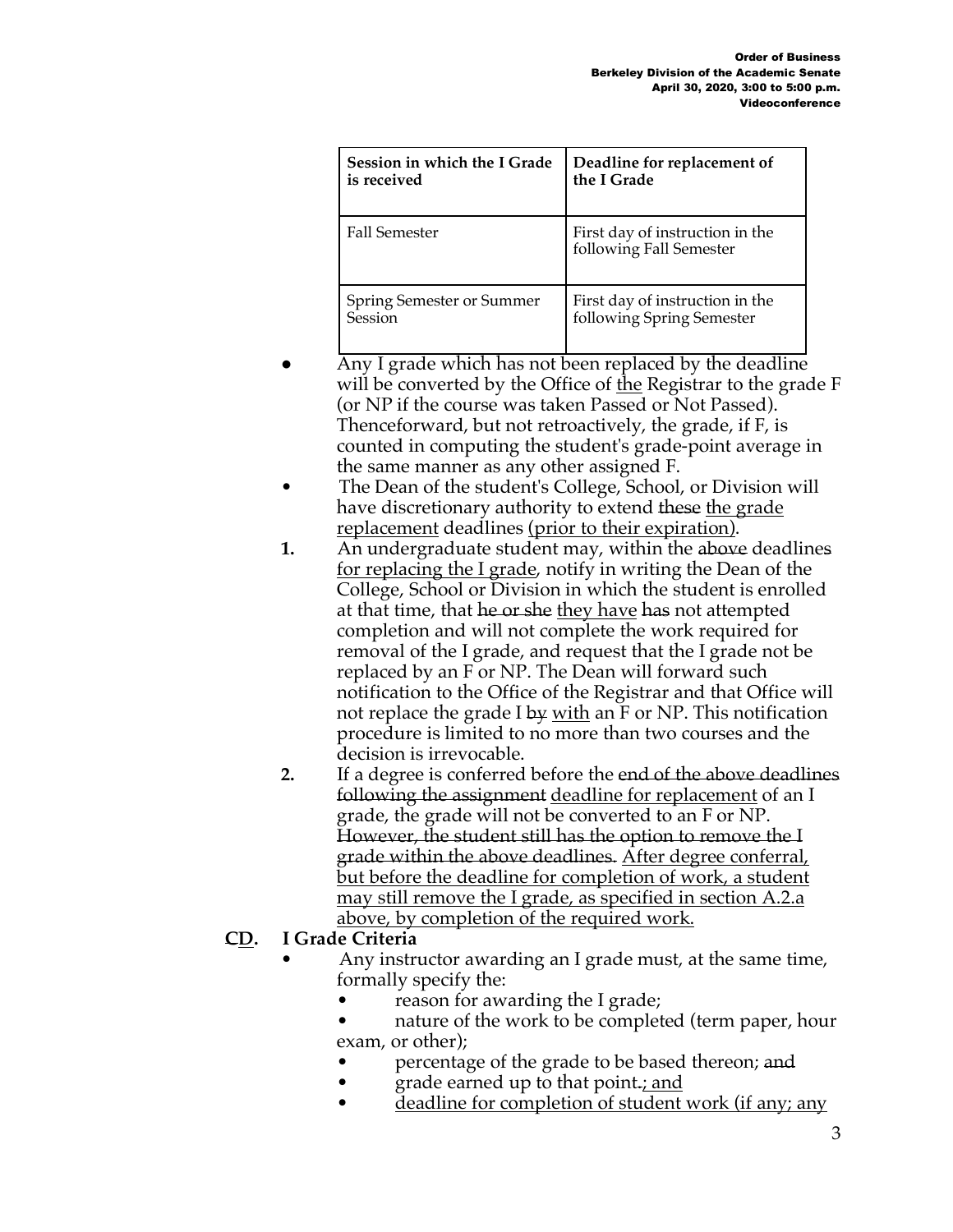| Session in which the I Grade is received | Deadline for replacement of the I Grade |
|---|---|
| Fall Semester | First day of instruction in the following Fall Semester |
| Spring Semester or Summer Session | First day of instruction in the following Spring Semester |

- Any I grade which has not been replaced by the deadline will be converted by the Office of <u>the</u> Registrar to the grade F (or NP if the course was taken Passed or Not Passed). Thenceforward, but not retroactively, the grade, if F, is counted in computing the student's grade-point average in the same manner as any other assigned F.
- The Dean of the student's College, School, or Division will have discretionary authority to extend ~~these~~ <u>the grade replacement</u> deadlines <u>(prior to their expiration)</u>.

1. An undergraduate student may, within the ~~above~~ deadlines <u>for replacing the I grade</u>, notify in writing the Dean of the College, School or Division in which the student is enrolled at that time, that ~~he or she~~ <u>they have</u> ~~has~~ not attempted completion and will not complete the work required for removal of the I grade, and request that the I grade not be replaced by an F or NP. The Dean will forward such notification to the Office of the Registrar and that Office will not replace the grade I ~~by~~ <u>with</u> an F or NP. This notification procedure is limited to no more than two courses and the decision is irrevocable.
2. If a degree is conferred before the ~~end of the above deadlines following the assignment~~ <u>deadline for replacement</u> of an I grade, the grade will not be converted to an F or NP. ~~However, the student still has the option to remove the I grade within the above deadlines.~~ <u>After degree conferral, but before the deadline for completion of work, a student may still remove the I grade, as specified in section A.2.a above, by completion of the required work.</u>

**~~C~~<u>D</u>. I Grade Criteria**

- Any instructor awarding an I grade must, at the same time, formally specify the:
  - reason for awarding the I grade;
  - nature of the work to be completed (term paper, hour exam, or other);
  - percentage of the grade to be based thereon; ~~and~~
  - grade earned up to that point~~.~~<u>; and</u>
  - <u>deadline for completion of student work (if any; any</u>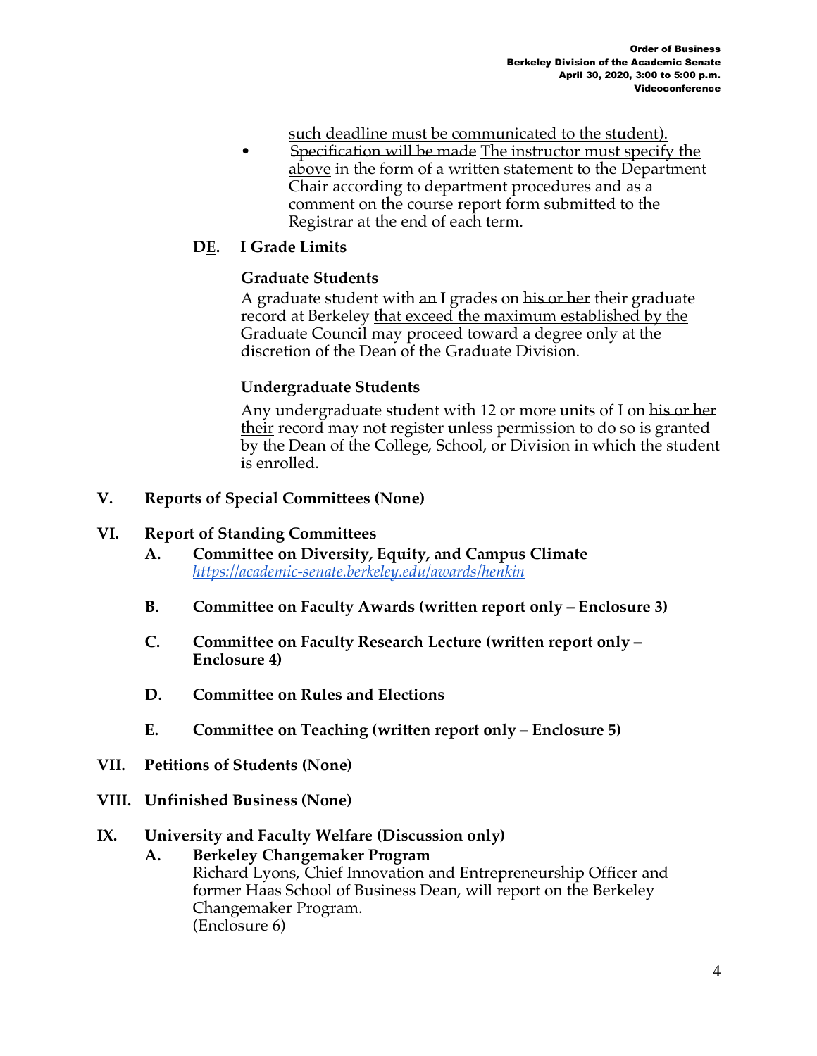such deadline must be communicated to the student).

- ~~Specification will be made~~ The instructor must specify the above in the form of a written statement to the Department Chair according to department procedures and as a comment on the course report form submitted to the Registrar at the end of each term.

### ~~D~~E. I Grade Limits

**Graduate Students**

A graduate student with ~~an~~ I grades on ~~his or her~~ their graduate record at Berkeley that exceed the maximum established by the Graduate Council may proceed toward a degree only at the discretion of the Dean of the Graduate Division.

**Undergraduate Students**

Any undergraduate student with 12 or more units of I on ~~his or her~~ their record may not register unless permission to do so is granted by the Dean of the College, School, or Division in which the student is enrolled.

## V. Reports of Special Committees (None)

## VI. Report of Standing Committees

### A. Committee on Diversity, Equity, and Campus Climate

*https://academic-senate.berkeley.edu/awards/henkin*

### B. Committee on Faculty Awards (written report only – Enclosure 3)

### C. Committee on Faculty Research Lecture (written report only – Enclosure 4)

### D. Committee on Rules and Elections

### E. Committee on Teaching (written report only – Enclosure 5)

## VII. Petitions of Students (None)

## VIII. Unfinished Business (None)

## IX. University and Faculty Welfare (Discussion only)

### A. Berkeley Changemaker Program

Richard Lyons, Chief Innovation and Entrepreneurship Officer and former Haas School of Business Dean, will report on the Berkeley Changemaker Program.
(Enclosure 6)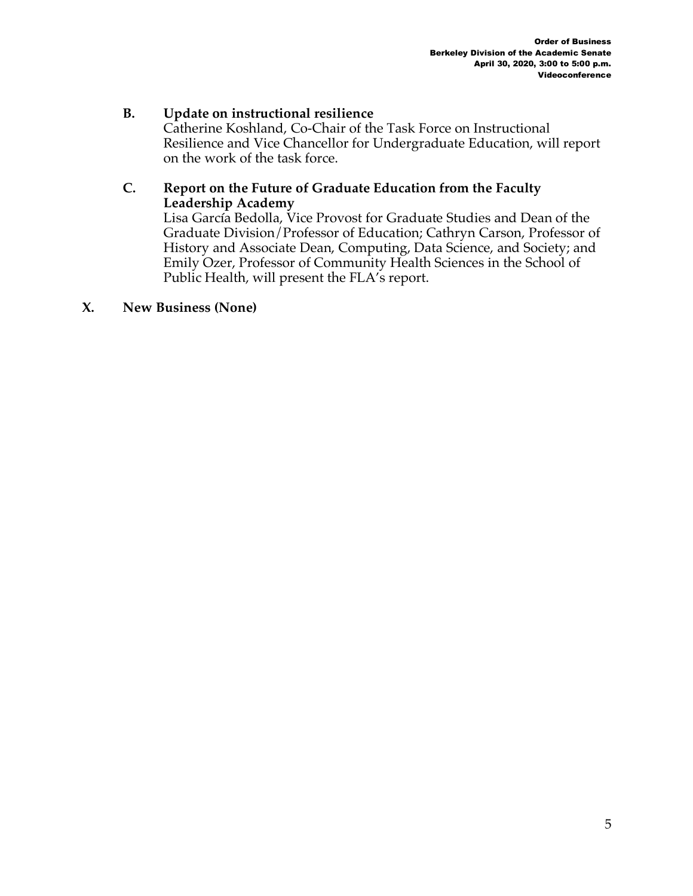**B. Update on instructional resilience**

Catherine Koshland, Co-Chair of the Task Force on Instructional Resilience and Vice Chancellor for Undergraduate Education, will report on the work of the task force.

**C. Report on the Future of Graduate Education from the Faculty Leadership Academy**

Lisa García Bedolla, Vice Provost for Graduate Studies and Dean of the Graduate Division/Professor of Education; Cathryn Carson, Professor of History and Associate Dean, Computing, Data Science, and Society; and Emily Ozer, Professor of Community Health Sciences in the School of Public Health, will present the FLA's report.

**X. New Business (None)**